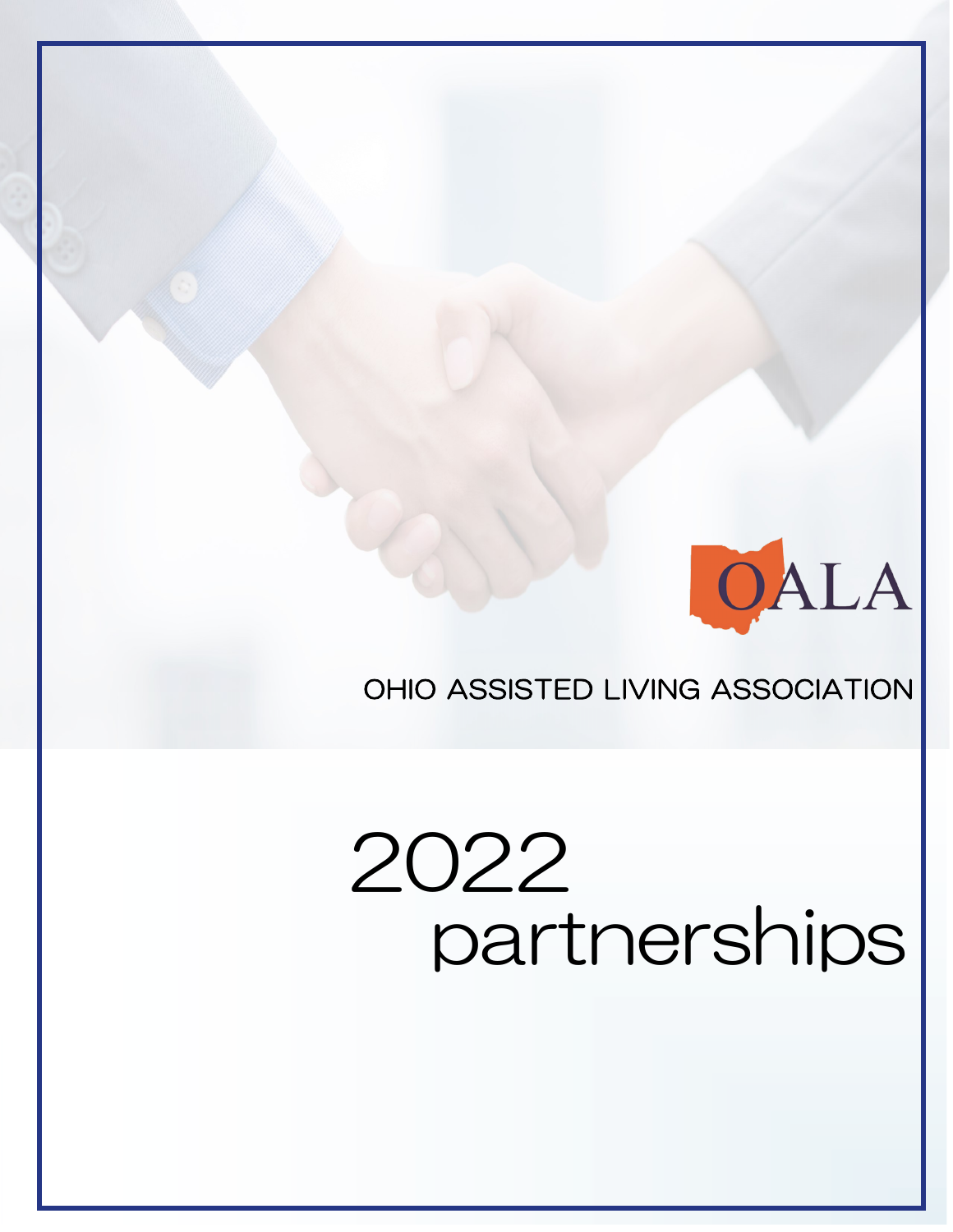OALA

OHIO ASSISTED LIVING ASSOCIATION

# 2022 partnerships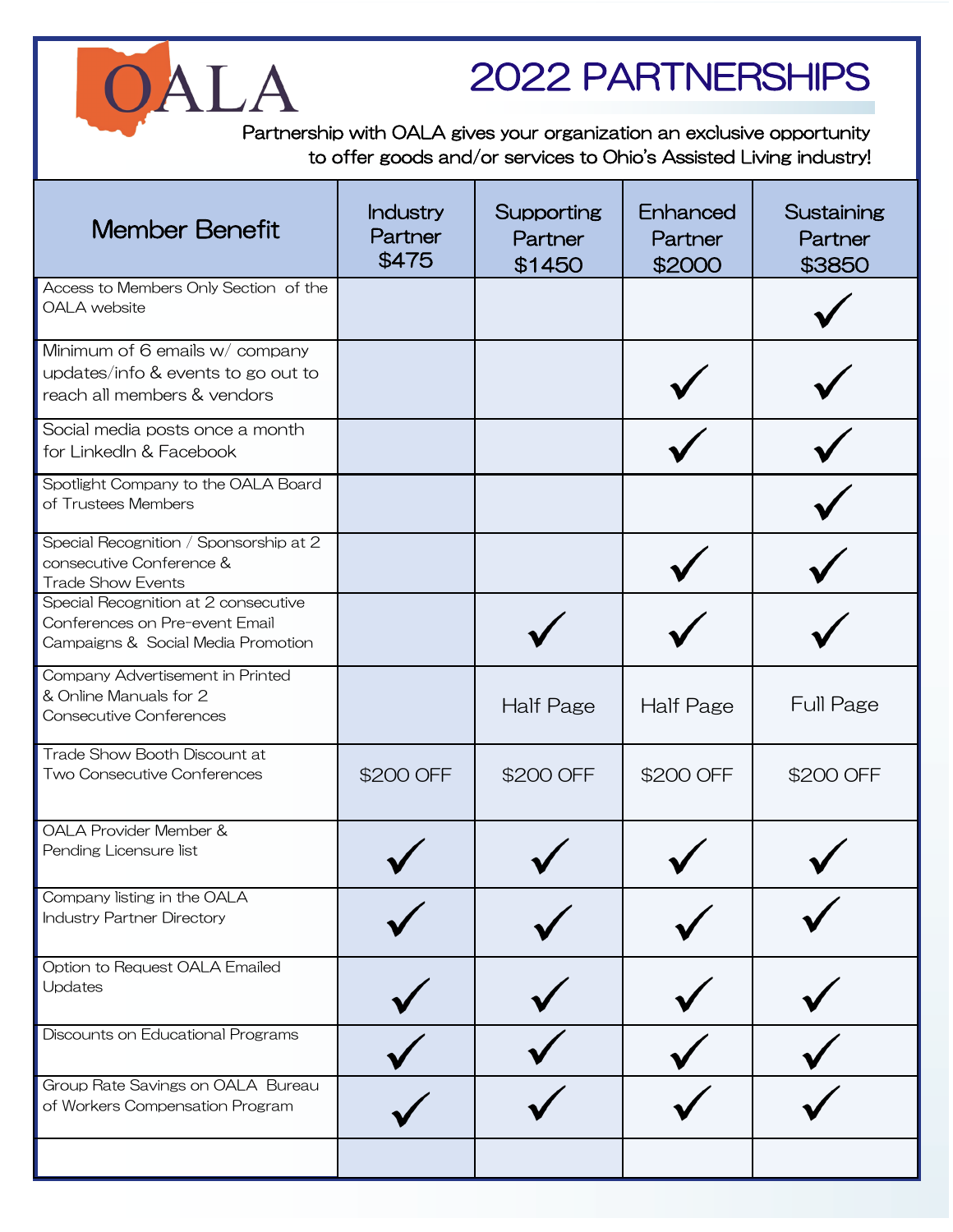OALA

# 2022 PARTNERSHIPS

Partnership with OALA gives your organization an exclusive opportunity to offer goods and/or services to Ohio's Assisted Living industry!

| Member Benefit | Industry Partner $475 | Supporting Partner $1450 | Enhanced Partner $2000 | Sustaining Partner $3850 |
|---|---|---|---|---|
| Access to Members Only Section of the OALA website | | | | ✓ |
| Minimum of 6 emails w/ company updates/info & events to go out to reach all members & vendors | | | ✓ | ✓ |
| Social media posts once a month for LinkedIn & Facebook | | | ✓ | ✓ |
| Spotlight Company to the OALA Board of Trustees Members | | | | ✓ |
| Special Recognition / Sponsorship at 2 consecutive Conference & Trade Show Events | | | ✓ | ✓ |
| Special Recognition at 2 consecutive Conferences on Pre-event Email Campaigns & Social Media Promotion | | ✓ | ✓ | ✓ |
| Company Advertisement in Printed & Online Manuals for 2 Consecutive Conferences | | Half Page | Half Page | Full Page |
| Trade Show Booth Discount at Two Consecutive Conferences | $200 OFF | $200 OFF | $200 OFF | $200 OFF |
| OALA Provider Member & Pending Licensure list | ✓ | ✓ | ✓ | ✓ |
| Company listing in the OALA Industry Partner Directory | ✓ | ✓ | ✓ | ✓ |
| Option to Request OALA Emailed Updates | ✓ | ✓ | ✓ | ✓ |
| Discounts on Educational Programs | ✓ | ✓ | ✓ | ✓ |
| Group Rate Savings on OALA Bureau of Workers Compensation Program | ✓ | ✓ | ✓ | ✓ |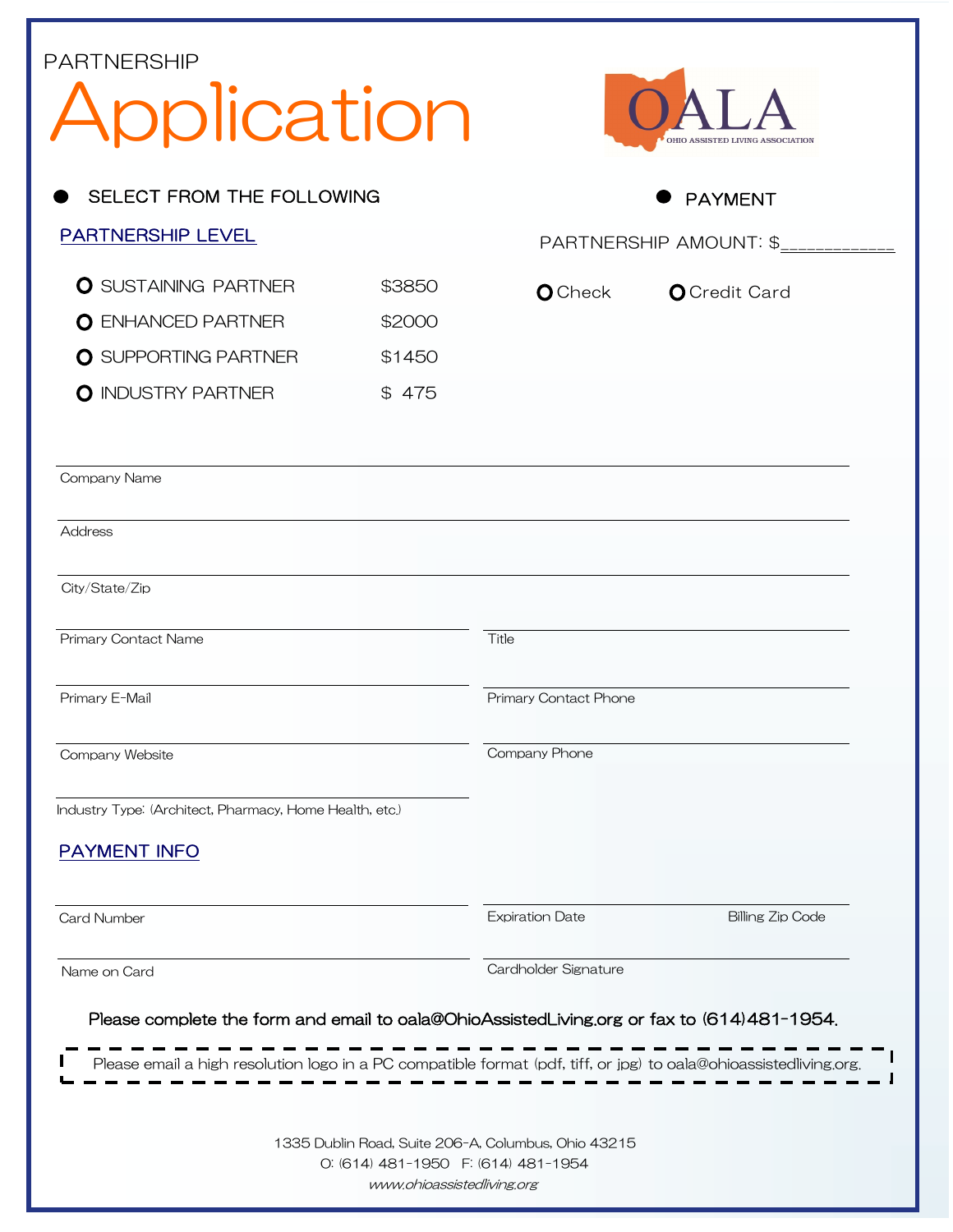PARTNERSHIP

# Application

OALA
OHIO ASSISTED LIVING ASSOCIATION

- SELECT FROM THE FOLLOWING

## PARTNERSHIP LEVEL

| | |
|---|---|
| O SUSTAINING PARTNER | $3850 |
| O ENHANCED PARTNER | $2000 |
| O SUPPORTING PARTNER | $1450 |
| O INDUSTRY PARTNER | $ 475 |

- PAYMENT

PARTNERSHIP AMOUNT: $____________

O Check O Credit Card

Company Name

Address

City/State/Zip

Primary Contact Name

Title

Primary E-Mail

Primary Contact Phone

Company Website

Company Phone

Industry Type: (Architect, Pharmacy, Home Health, etc.)

## PAYMENT INFO

Card Number

Expiration Date

Billing Zip Code

Name on Card

Cardholder Signature

**Please complete the form and email to oala@OhioAssistedLiving.org or fax to (614)481-1954.**

Please email a high resolution logo in a PC compatible format (pdf, tiff, or jpg) to oala@ohioassistedliving.org.

1335 Dublin Road, Suite 206-A, Columbus, Ohio 43215
O: (614) 481-1950 F: (614) 481-1954
*www.ohioassistedliving.org*